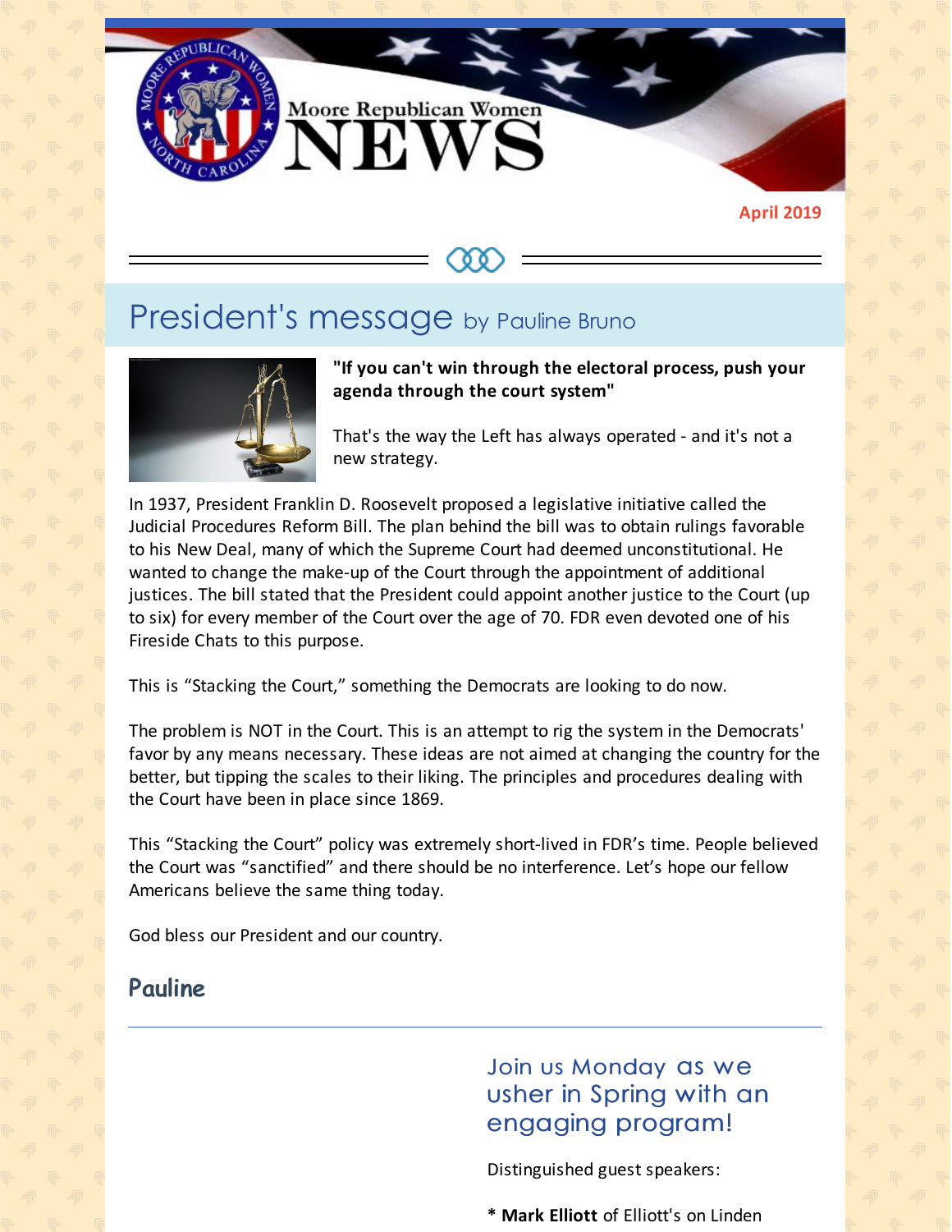# Moore Republican Women NEWS

**April 2019**

## President's message by Pauline Bruno

**"If you can't win through the electoral process, push your agenda through the court system"**

That's the way the Left has always operated - and it's not a new strategy.

In 1937, President Franklin D. Roosevelt proposed a legislative initiative called the Judicial Procedures Reform Bill. The plan behind the bill was to obtain rulings favorable to his New Deal, many of which the Supreme Court had deemed unconstitutional. He wanted to change the make-up of the Court through the appointment of additional justices. The bill stated that the President could appoint another justice to the Court (up to six) for every member of the Court over the age of 70. FDR even devoted one of his Fireside Chats to this purpose.

This is "Stacking the Court," something the Democrats are looking to do now.

The problem is NOT in the Court. This is an attempt to rig the system in the Democrats' favor by any means necessary. These ideas are not aimed at changing the country for the better, but tipping the scales to their liking. The principles and procedures dealing with the Court have been in place since 1869.

This "Stacking the Court" policy was extremely short-lived in FDR's time. People believed the Court was "sanctified" and there should be no interference. Let's hope our fellow Americans believe the same thing today.

God bless our President and our country.

**Pauline**

---

## Join us Monday as we usher in Spring with an engaging program!

Distinguished guest speakers:

* **Mark Elliott** of Elliott's on Linden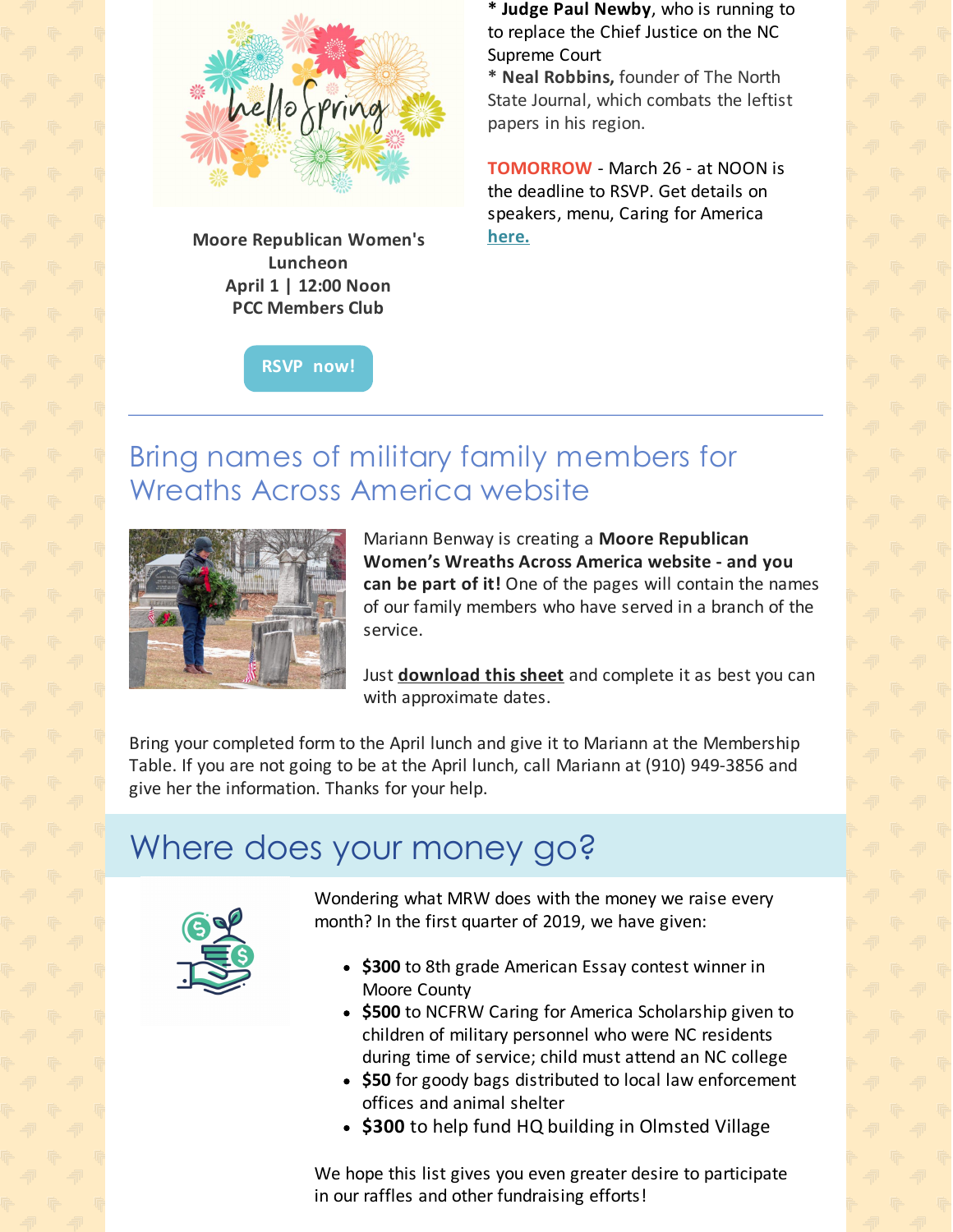**Moore Republican Women's Luncheon**
**April 1 | 12:00 Noon**
**PCC Members Club**

RSVP now!

* **Judge Paul Newby**, who is running to to replace the Chief Justice on the NC Supreme Court
* **Neal Robbins,** founder of The North State Journal, which combats the leftist papers in his region.

TOMORROW - March 26 - at NOON is the deadline to RSVP. Get details on speakers, menu, Caring for America **here.**

---

## Bring names of military family members for Wreaths Across America website

Mariann Benway is creating a **Moore Republican Women's Wreaths Across America website - and you can be part of it!** One of the pages will contain the names of our family members who have served in a branch of the service.

Just **download this sheet** and complete it as best you can with approximate dates.

Bring your completed form to the April lunch and give it to Mariann at the Membership Table. If you are not going to be at the April lunch, call Mariann at (910) 949-3856 and give her the information. Thanks for your help.

## Where does your money go?

Wondering what MRW does with the money we raise every month? In the first quarter of 2019, we have given:

- **$300** to 8th grade American Essay contest winner in Moore County
- **$500** to NCFRW Caring for America Scholarship given to children of military personnel who were NC residents during time of service; child must attend an NC college
- **$50** for goody bags distributed to local law enforcement offices and animal shelter
- **$300** to help fund HQ building in Olmsted Village

We hope this list gives you even greater desire to participate in our raffles and other fundraising efforts!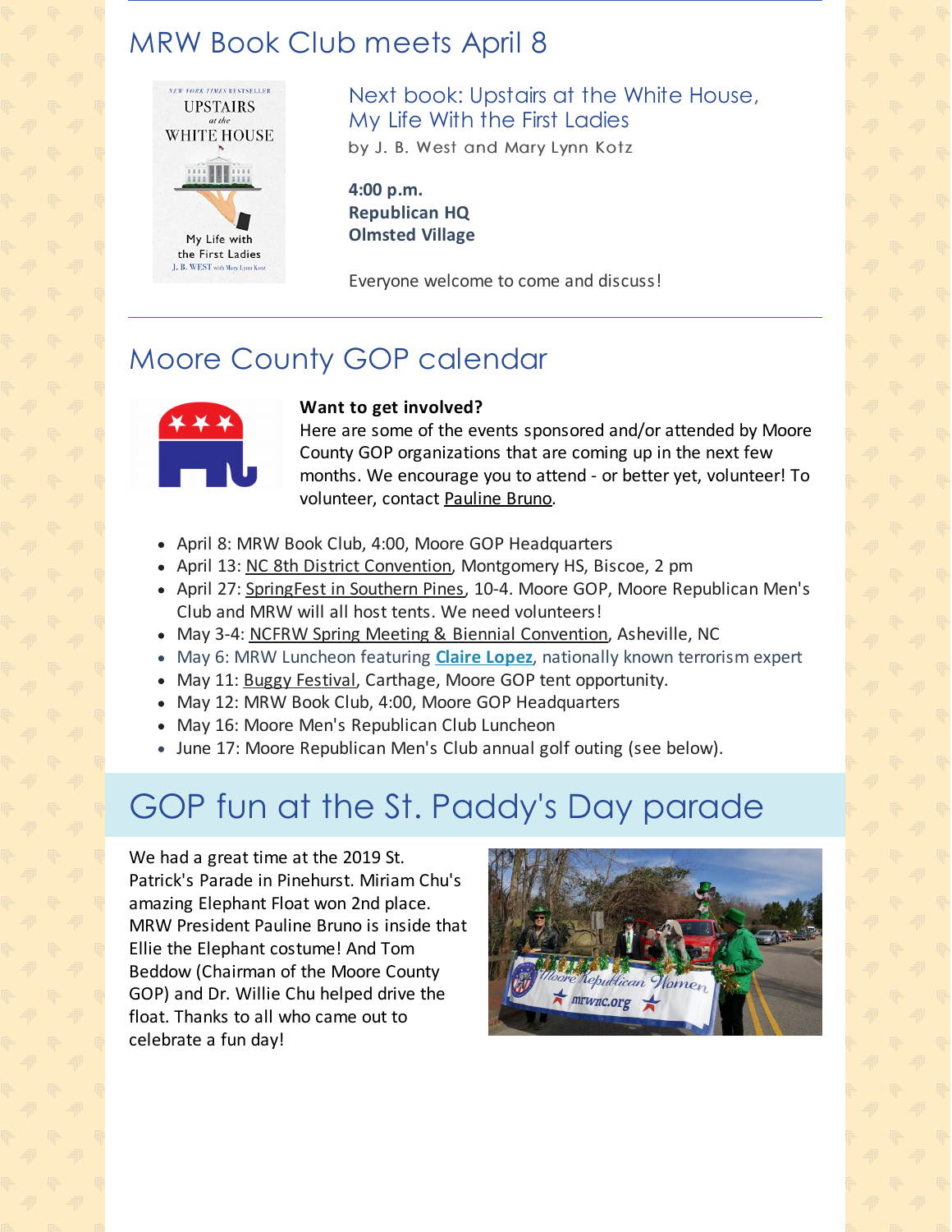## MRW Book Club meets April 8

### Next book: Upstairs at the White House, My Life With the First Ladies

by J. B. West and Mary Lynn Kotz

**4:00 p.m.**
**Republican HQ**
**Olmsted Village**

Everyone welcome to come and discuss!

## Moore County GOP calendar

**Want to get involved?**
Here are some of the events sponsored and/or attended by Moore County GOP organizations that are coming up in the next few months. We encourage you to attend - or better yet, volunteer! To volunteer, contact Pauline Bruno.

- April 8: MRW Book Club, 4:00, Moore GOP Headquarters
- April 13: NC 8th District Convention, Montgomery HS, Biscoe, 2 pm
- April 27: SpringFest in Southern Pines, 10-4. Moore GOP, Moore Republican Men's Club and MRW will all host tents. We need volunteers!
- May 3-4: NCFRW Spring Meeting & Biennial Convention, Asheville, NC
- May 6: MRW Luncheon featuring **Claire Lopez**, nationally known terrorism expert
- May 11: Buggy Festival, Carthage, Moore GOP tent opportunity.
- May 12: MRW Book Club, 4:00, Moore GOP Headquarters
- May 16: Moore Men's Republican Club Luncheon
- June 17: Moore Republican Men's Club annual golf outing (see below).

## GOP fun at the St. Paddy's Day parade

We had a great time at the 2019 St. Patrick's Parade in Pinehurst. Miriam Chu's amazing Elephant Float won 2nd place. MRW President Pauline Bruno is inside that Ellie the Elephant costume! And Tom Beddow (Chairman of the Moore County GOP) and Dr. Willie Chu helped drive the float. Thanks to all who came out to celebrate a fun day!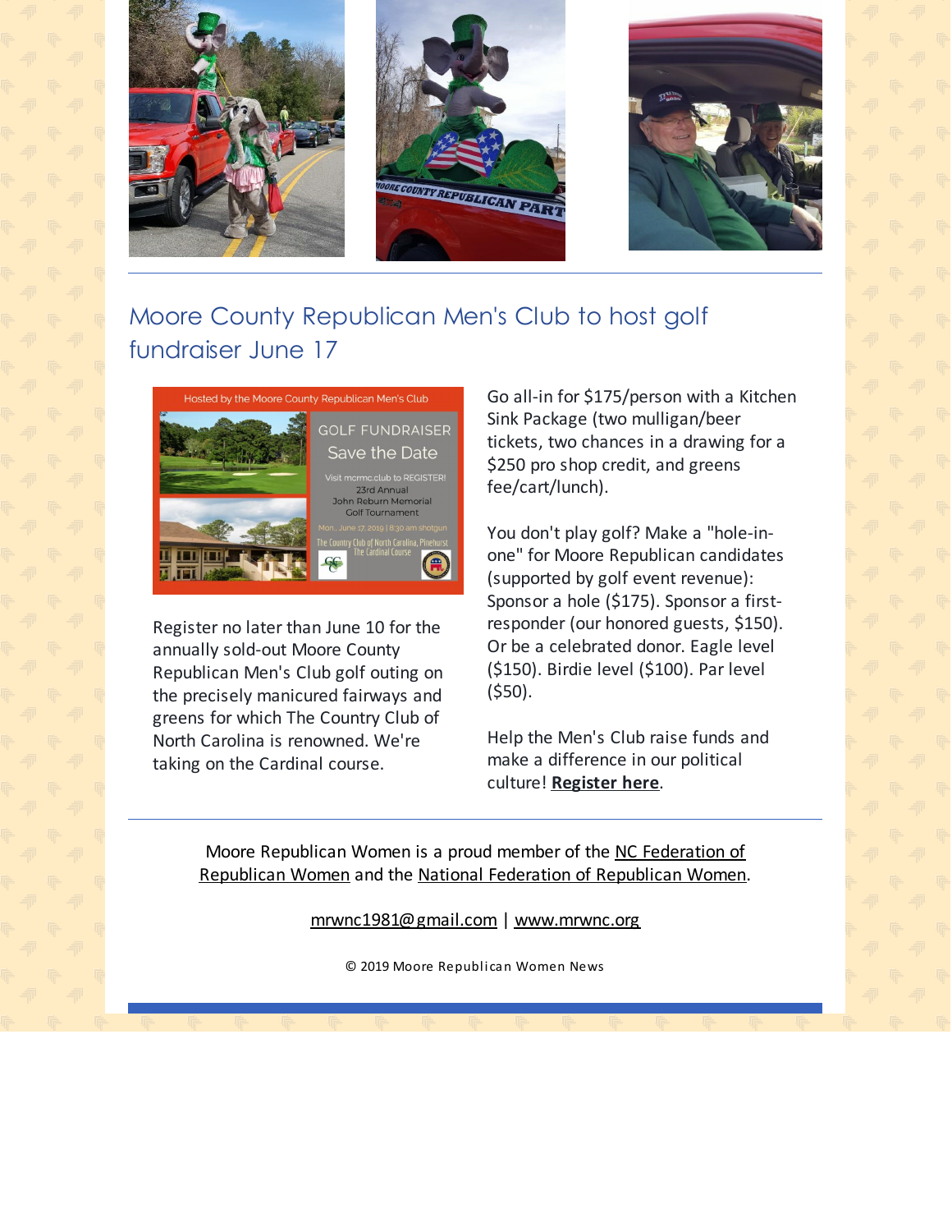## Moore County Republican Men's Club to host golf fundraiser June 17

Register no later than June 10 for the annually sold-out Moore County Republican Men's Club golf outing on the precisely manicured fairways and greens for which The Country Club of North Carolina is renowned. We're taking on the Cardinal course.

Go all-in for $175/person with a Kitchen Sink Package (two mulligan/beer tickets, two chances in a drawing for a $250 pro shop credit, and greens fee/cart/lunch).

You don't play golf? Make a "hole-in-one" for Moore Republican candidates (supported by golf event revenue): Sponsor a hole ($175). Sponsor a first-responder (our honored guests, $150). Or be a celebrated donor. Eagle level ($150). Birdie level ($100). Par level ($50).

Help the Men's Club raise funds and make a difference in our political culture! **Register here**.

---

Moore Republican Women is a proud member of the NC Federation of Republican Women and the National Federation of Republican Women.

mrwnc1981@gmail.com | www.mrwnc.org

© 2019 Moore Republican Women News